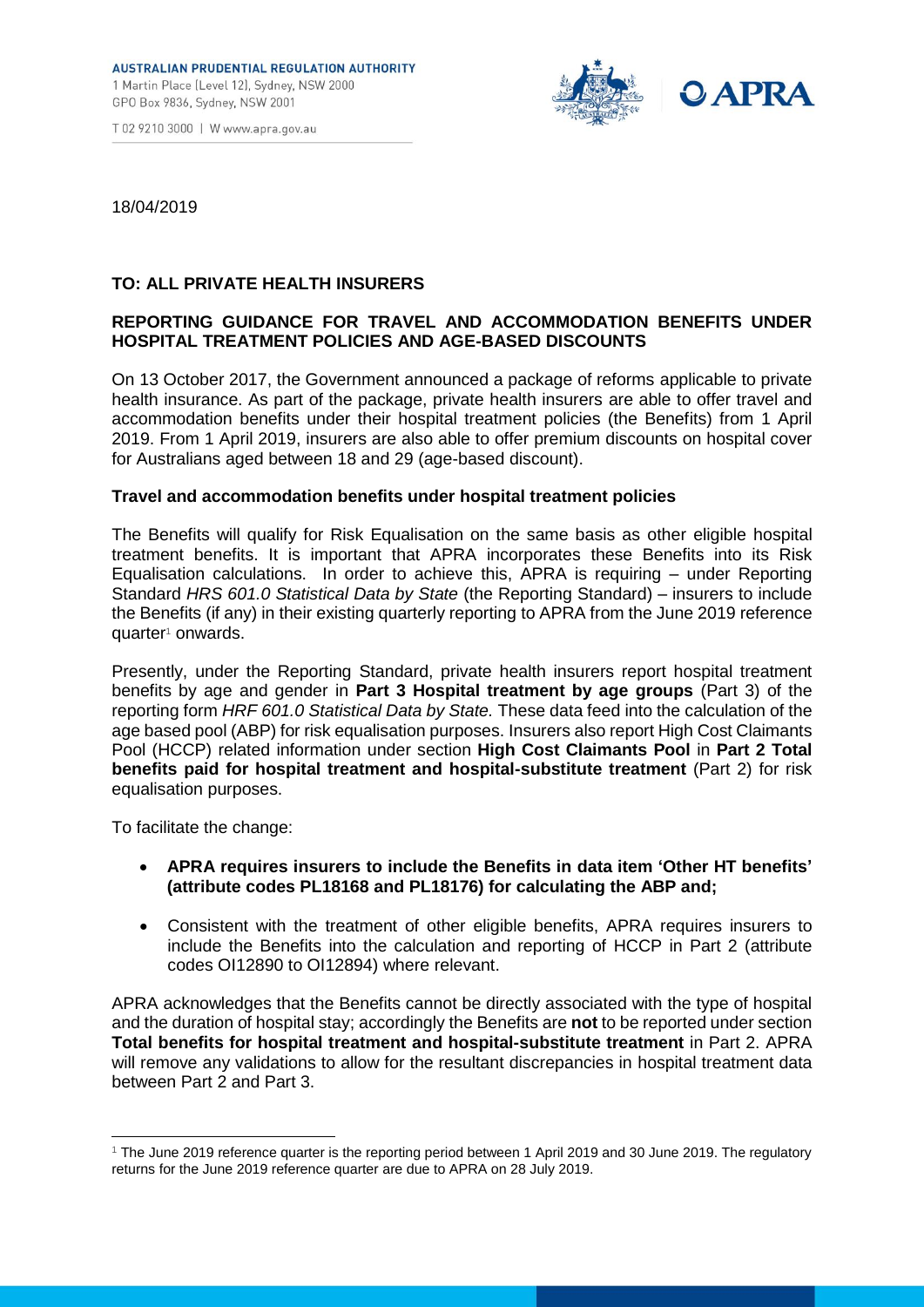AUSTRALIAN PRUDENTIAL REGULATION AUTHORITY
1 Martin Place (Level 12), Sydney, NSW 2000
GPO Box 9836, Sydney, NSW 2001

T 02 9210 3000 | W www.apra.gov.au

18/04/2019

**TO: ALL PRIVATE HEALTH INSURERS**

**REPORTING GUIDANCE FOR TRAVEL AND ACCOMMODATION BENEFITS UNDER HOSPITAL TREATMENT POLICIES AND AGE-BASED DISCOUNTS**

On 13 October 2017, the Government announced a package of reforms applicable to private health insurance. As part of the package, private health insurers are able to offer travel and accommodation benefits under their hospital treatment policies (the Benefits) from 1 April 2019. From 1 April 2019, insurers are also able to offer premium discounts on hospital cover for Australians aged between 18 and 29 (age-based discount).

**Travel and accommodation benefits under hospital treatment policies**

The Benefits will qualify for Risk Equalisation on the same basis as other eligible hospital treatment benefits. It is important that APRA incorporates these Benefits into its Risk Equalisation calculations. In order to achieve this, APRA is requiring – under Reporting Standard *HRS 601.0 Statistical Data by State* (the Reporting Standard) – insurers to include the Benefits (if any) in their existing quarterly reporting to APRA from the June 2019 reference quarter[1] onwards.

Presently, under the Reporting Standard, private health insurers report hospital treatment benefits by age and gender in **Part 3 Hospital treatment by age groups** (Part 3) of the reporting form *HRF 601.0 Statistical Data by State.* These data feed into the calculation of the age based pool (ABP) for risk equalisation purposes. Insurers also report High Cost Claimants Pool (HCCP) related information under section **High Cost Claimants Pool** in **Part 2 Total benefits paid for hospital treatment and hospital-substitute treatment** (Part 2) for risk equalisation purposes.

To facilitate the change:

- **APRA requires insurers to include the Benefits in data item 'Other HT benefits' (attribute codes PL18168 and PL18176) for calculating the ABP and;**
- Consistent with the treatment of other eligible benefits, APRA requires insurers to include the Benefits into the calculation and reporting of HCCP in Part 2 (attribute codes OI12890 to OI12894) where relevant.

APRA acknowledges that the Benefits cannot be directly associated with the type of hospital and the duration of hospital stay; accordingly the Benefits are **not** to be reported under section **Total benefits for hospital treatment and hospital-substitute treatment** in Part 2. APRA will remove any validations to allow for the resultant discrepancies in hospital treatment data between Part 2 and Part 3.

[1] The June 2019 reference quarter is the reporting period between 1 April 2019 and 30 June 2019. The regulatory returns for the June 2019 reference quarter are due to APRA on 28 July 2019.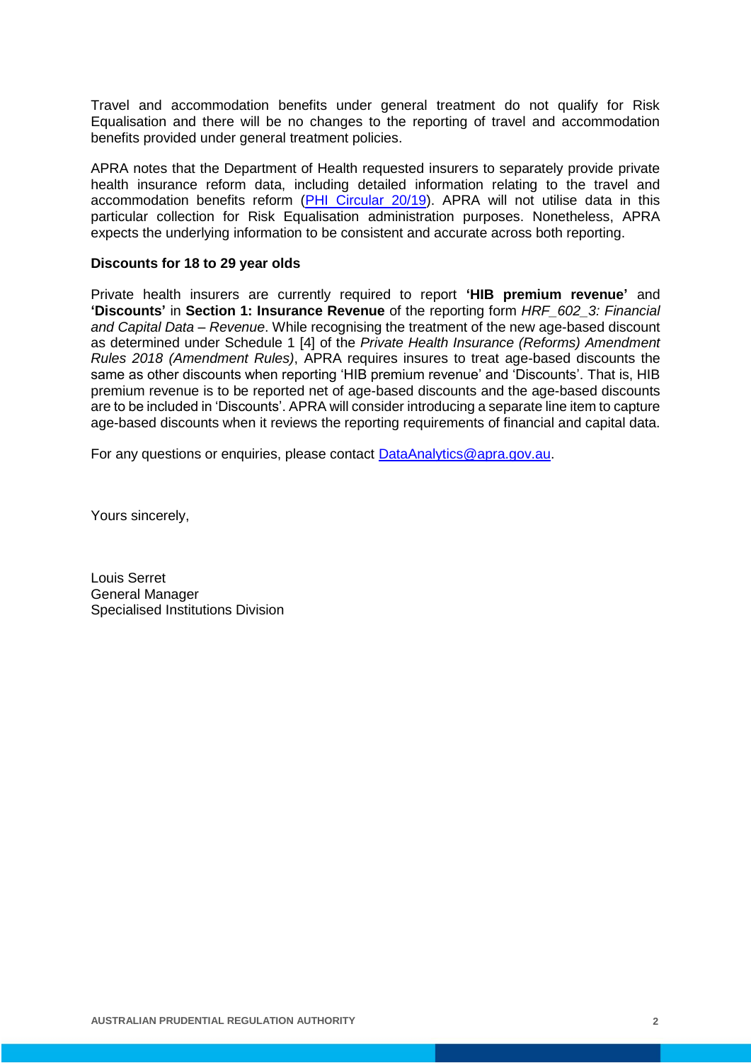Travel and accommodation benefits under general treatment do not qualify for Risk Equalisation and there will be no changes to the reporting of travel and accommodation benefits provided under general treatment policies.

APRA notes that the Department of Health requested insurers to separately provide private health insurance reform data, including detailed information relating to the travel and accommodation benefits reform ([PHI Circular 20/19](PHI Circular 20/19)). APRA will not utilise data in this particular collection for Risk Equalisation administration purposes. Nonetheless, APRA expects the underlying information to be consistent and accurate across both reporting.

**Discounts for 18 to 29 year olds**

Private health insurers are currently required to report **'HIB premium revenue'** and **'Discounts'** in **Section 1: Insurance Revenue** of the reporting form *HRF_602_3: Financial and Capital Data – Revenue*. While recognising the treatment of the new age-based discount as determined under Schedule 1 [4] of the *Private Health Insurance (Reforms) Amendment Rules 2018 (Amendment Rules)*, APRA requires insures to treat age-based discounts the same as other discounts when reporting 'HIB premium revenue' and 'Discounts'. That is, HIB premium revenue is to be reported net of age-based discounts and the age-based discounts are to be included in 'Discounts'. APRA will consider introducing a separate line item to capture age-based discounts when it reviews the reporting requirements of financial and capital data.

For any questions or enquiries, please contact DataAnalytics@apra.gov.au.

Yours sincerely,

Louis Serret
General Manager
Specialised Institutions Division